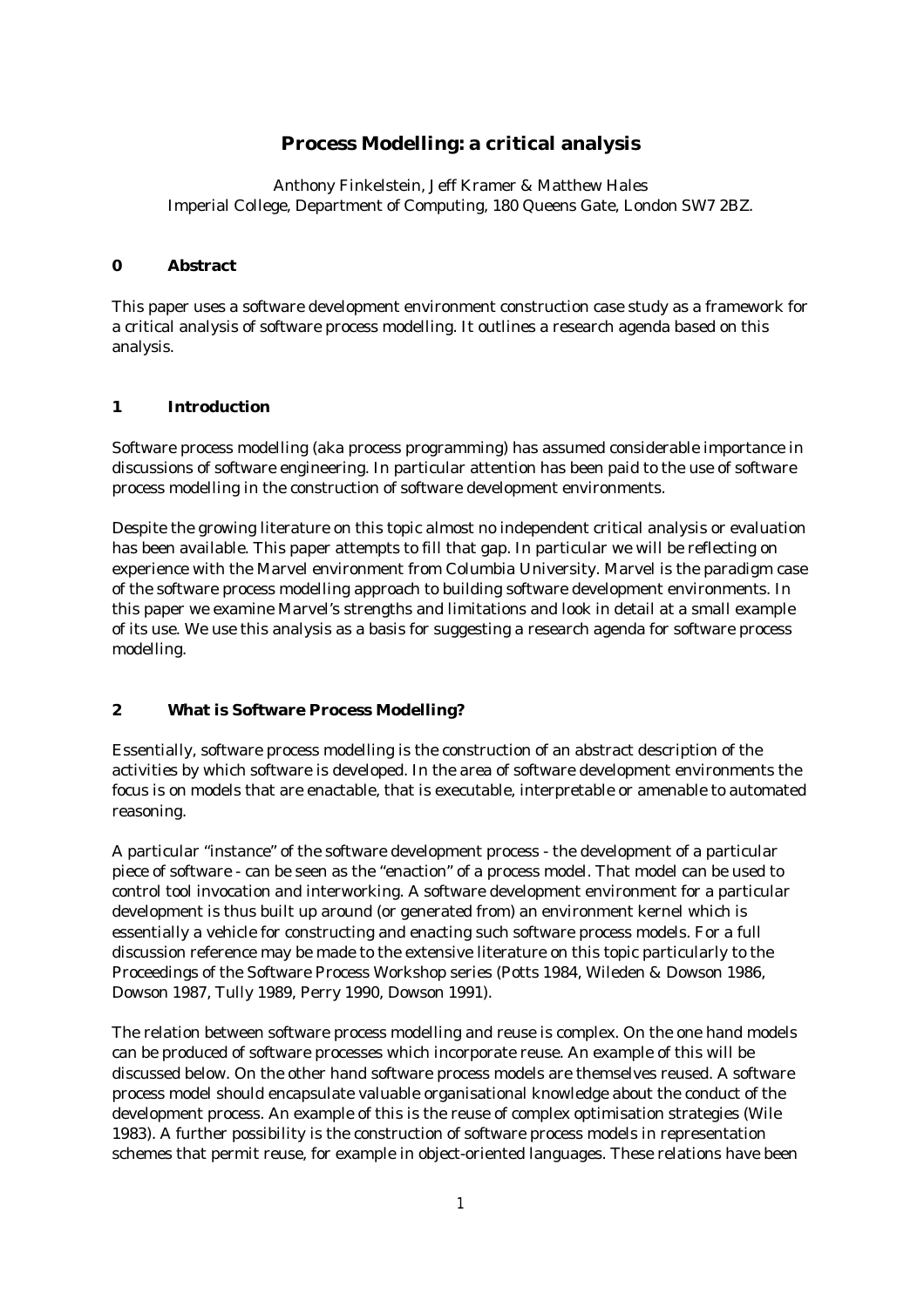# Process Modelling: a critical analysis

Anthony Finkelstein, Jeff Kramer & Matthew Hales
Imperial College, Department of Computing, 180 Queens Gate, London SW7 2BZ.

## 0 Abstract

This paper uses a software development environment construction case study as a framework for a critical analysis of software process modelling. It outlines a research agenda based on this analysis.

## 1 Introduction

Software process modelling (aka process programming) has assumed considerable importance in discussions of software engineering. In particular attention has been paid to the use of software process modelling in the construction of software development environments.

Despite the growing literature on this topic almost no independent critical analysis or evaluation has been available. This paper attempts to fill that gap. In particular we will be reflecting on experience with the Marvel environment from Columbia University. Marvel is the paradigm case of the software process modelling approach to building software development environments. In this paper we examine Marvel's strengths and limitations and look in detail at a small example of its use. We use this analysis as a basis for suggesting a research agenda for software process modelling.

## 2 What is Software Process Modelling?

Essentially, software process modelling is the construction of an abstract description of the activities by which software is developed. In the area of software development environments the focus is on models that are enactable, that is executable, interpretable or amenable to automated reasoning.

A particular "instance" of the software development process - the development of a particular piece of software - can be seen as the "enaction" of a process model. That model can be used to control tool invocation and interworking. A software development environment for a particular development is thus built up around (or generated from) an environment kernel which is essentially a vehicle for constructing and enacting such software process models. For a full discussion reference may be made to the extensive literature on this topic particularly to the Proceedings of the Software Process Workshop series (Potts 1984, Wileden & Dowson 1986, Dowson 1987, Tully 1989, Perry 1990, Dowson 1991).

The relation between software process modelling and reuse is complex. On the one hand models can be produced of software processes which incorporate reuse. An example of this will be discussed below. On the other hand software process models are themselves reused. A software process model should encapsulate valuable organisational knowledge about the conduct of the development process. An example of this is the reuse of complex optimisation strategies (Wile 1983). A further possibility is the construction of software process models in representation schemes that permit reuse, for example in object-oriented languages. These relations have been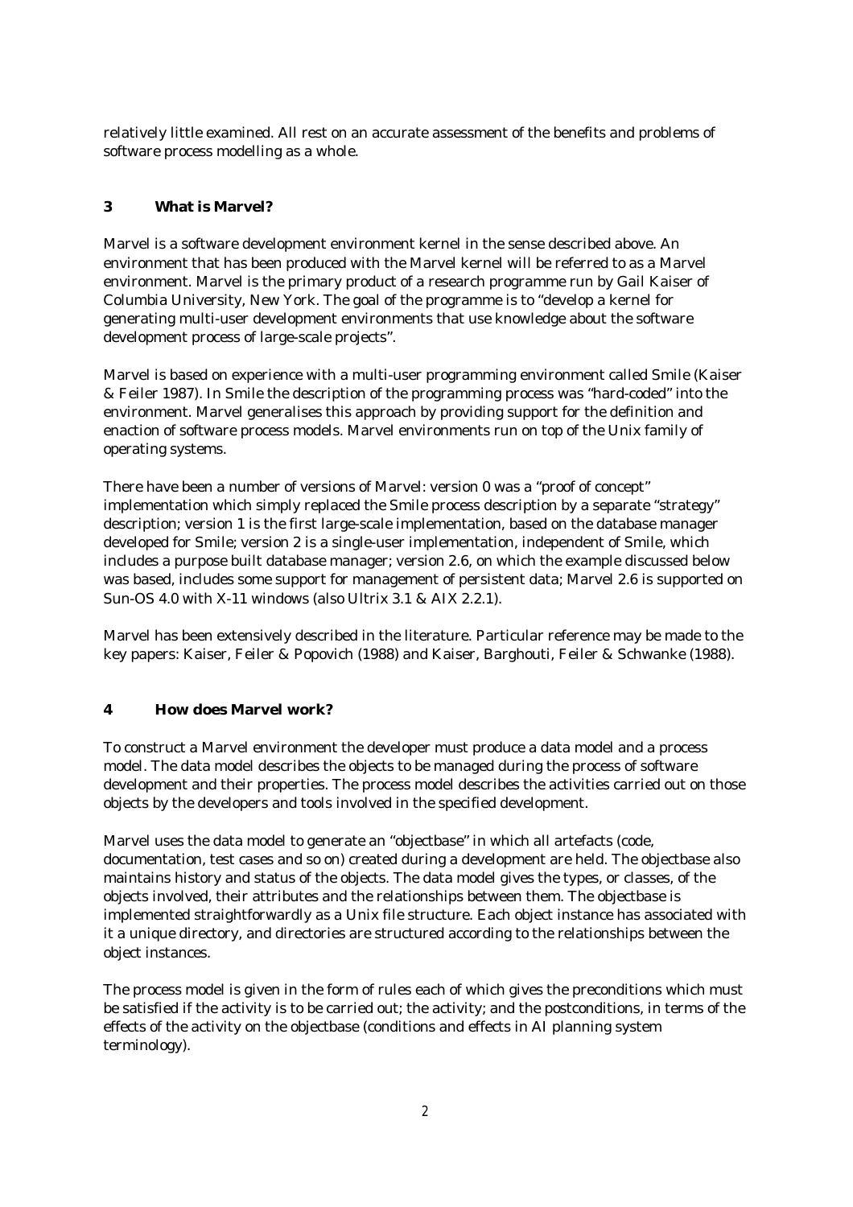relatively little examined. All rest on an accurate assessment of the benefits and problems of software process modelling as a whole.

## 3 What is Marvel?

Marvel is a software development environment kernel in the sense described above. An environment that has been produced with the Marvel kernel will be referred to as a Marvel environment. Marvel is the primary product of a research programme run by Gail Kaiser of Columbia University, New York. The goal of the programme is to "develop a kernel for generating multi-user development environments that use knowledge about the software development process of large-scale projects".

Marvel is based on experience with a multi-user programming environment called Smile (Kaiser & Feiler 1987). In Smile the description of the programming process was "hard-coded" into the environment. Marvel generalises this approach by providing support for the definition and enaction of software process models. Marvel environments run on top of the Unix family of operating systems.

There have been a number of versions of Marvel: version 0 was a "proof of concept" implementation which simply replaced the Smile process description by a separate "strategy" description; version 1 is the first large-scale implementation, based on the database manager developed for Smile; version 2 is a single-user implementation, independent of Smile, which includes a purpose built database manager; version 2.6, on which the example discussed below was based, includes some support for management of persistent data; Marvel 2.6 is supported on Sun-OS 4.0 with X-11 windows (also Ultrix 3.1 & AIX 2.2.1).

Marvel has been extensively described in the literature. Particular reference may be made to the key papers: Kaiser, Feiler & Popovich (1988) and Kaiser, Barghouti, Feiler & Schwanke (1988).

## 4 How does Marvel work?

To construct a Marvel environment the developer must produce a data model and a process model. The data model describes the objects to be managed during the process of software development and their properties. The process model describes the activities carried out on those objects by the developers and tools involved in the specified development.

Marvel uses the data model to generate an "objectbase" in which all artefacts (code, documentation, test cases and so on) created during a development are held. The objectbase also maintains history and status of the objects. The data model gives the types, or classes, of the objects involved, their attributes and the relationships between them. The objectbase is implemented straightforwardly as a Unix file structure. Each object instance has associated with it a unique directory, and directories are structured according to the relationships between the object instances.

The process model is given in the form of rules each of which gives the preconditions which must be satisfied if the activity is to be carried out; the activity; and the postconditions, in terms of the effects of the activity on the objectbase (conditions and effects in AI planning system terminology).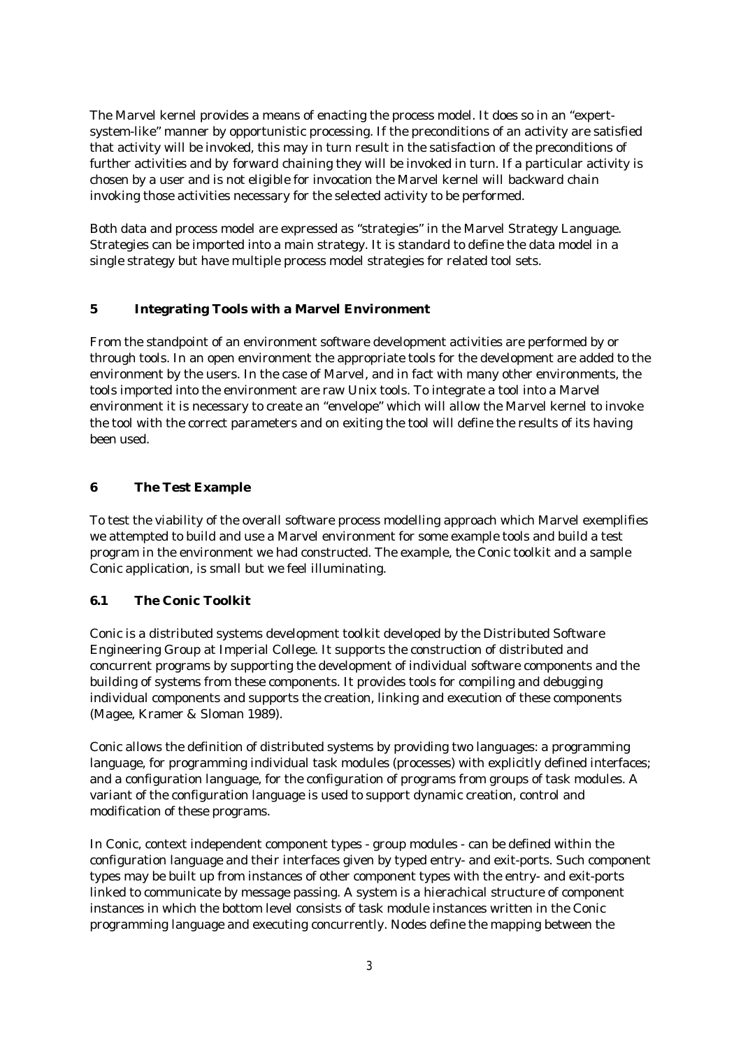The Marvel kernel provides a means of enacting the process model. It does so in an "expert-system-like" manner by opportunistic processing. If the preconditions of an activity are satisfied that activity will be invoked, this may in turn result in the satisfaction of the preconditions of further activities and by forward chaining they will be invoked in turn. If a particular activity is chosen by a user and is not eligible for invocation the Marvel kernel will backward chain invoking those activities necessary for the selected activity to be performed.

Both data and process model are expressed as "strategies" in the Marvel Strategy Language. Strategies can be imported into a main strategy. It is standard to define the data model in a single strategy but have multiple process model strategies for related tool sets.

## 5 Integrating Tools with a Marvel Environment

From the standpoint of an environment software development activities are performed by or through tools. In an open environment the appropriate tools for the development are added to the environment by the users. In the case of Marvel, and in fact with many other environments, the tools imported into the environment are raw Unix tools. To integrate a tool into a Marvel environment it is necessary to create an "envelope" which will allow the Marvel kernel to invoke the tool with the correct parameters and on exiting the tool will define the results of its having been used.

## 6 The Test Example

To test the viability of the overall software process modelling approach which Marvel exemplifies we attempted to build and use a Marvel environment for some example tools and build a test program in the environment we had constructed. The example, the Conic toolkit and a sample Conic application, is small but we feel illuminating.

### 6.1 The Conic Toolkit

Conic is a distributed systems development toolkit developed by the Distributed Software Engineering Group at Imperial College. It supports the construction of distributed and concurrent programs by supporting the development of individual software components and the building of systems from these components. It provides tools for compiling and debugging individual components and supports the creation, linking and execution of these components (Magee, Kramer & Sloman 1989).

Conic allows the definition of distributed systems by providing two languages: a programming language, for programming individual task modules (processes) with explicitly defined interfaces; and a configuration language, for the configuration of programs from groups of task modules. A variant of the configuration language is used to support dynamic creation, control and modification of these programs.

In Conic, context independent component types - group modules - can be defined within the configuration language and their interfaces given by typed entry- and exit-ports. Such component types may be built up from instances of other component types with the entry- and exit-ports linked to communicate by message passing. A system is a hierachical structure of component instances in which the bottom level consists of task module instances written in the Conic programming language and executing concurrently. Nodes define the mapping between the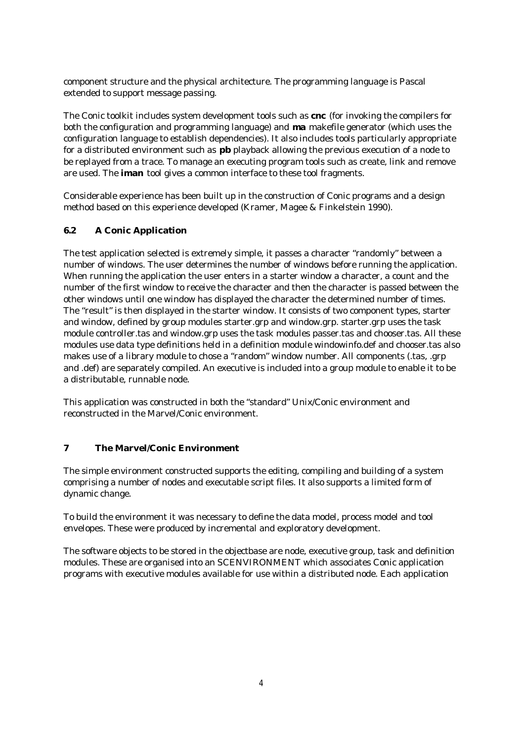component structure and the physical architecture. The programming language is Pascal extended to support message passing.

The Conic toolkit includes system development tools such as **cnc** (for invoking the compilers for both the configuration and programming language) and **ma** makefile generator (which uses the configuration language to establish dependencies). It also includes tools particularly appropriate for a distributed environment such as **pb** playback allowing the previous execution of a node to be replayed from a trace. To manage an executing program tools such as create, link and remove are used. The **iman** tool gives a common interface to these tool fragments.

Considerable experience has been built up in the construction of Conic programs and a design method based on this experience developed (Kramer, Magee & Finkelstein 1990).

## 6.2 A Conic Application

The test application selected is extremely simple, it passes a character "randomly" between a number of windows. The user determines the number of windows before running the application. When running the application the user enters in a starter window a character, a count and the number of the first window to receive the character and then the character is passed between the other windows until one window has displayed the character the determined number of times. The "result" is then displayed in the starter window. It consists of two component types, starter and window, defined by group modules starter.grp and window.grp. starter.grp uses the task module controller.tas and window.grp uses the task modules passer.tas and chooser.tas. All these modules use data type definitions held in a definition module windowinfo.def and chooser.tas also makes use of a library module to chose a "random" window number. All components (.tas, .grp and .def) are separately compiled. An executive is included into a group module to enable it to be a distributable, runnable node.

This application was constructed in both the "standard" Unix/Conic environment and reconstructed in the Marvel/Conic environment.

# 7 The Marvel/Conic Environment

The simple environment constructed supports the editing, compiling and building of a system comprising a number of nodes and executable script files. It also supports a limited form of dynamic change.

To build the environment it was necessary to define the data model, process model and tool envelopes. These were produced by incremental and exploratory development.

The software objects to be stored in the objectbase are node, executive group, task and definition modules. These are organised into an SCENVIRONMENT which associates Conic application programs with executive modules available for use within a distributed node. Each application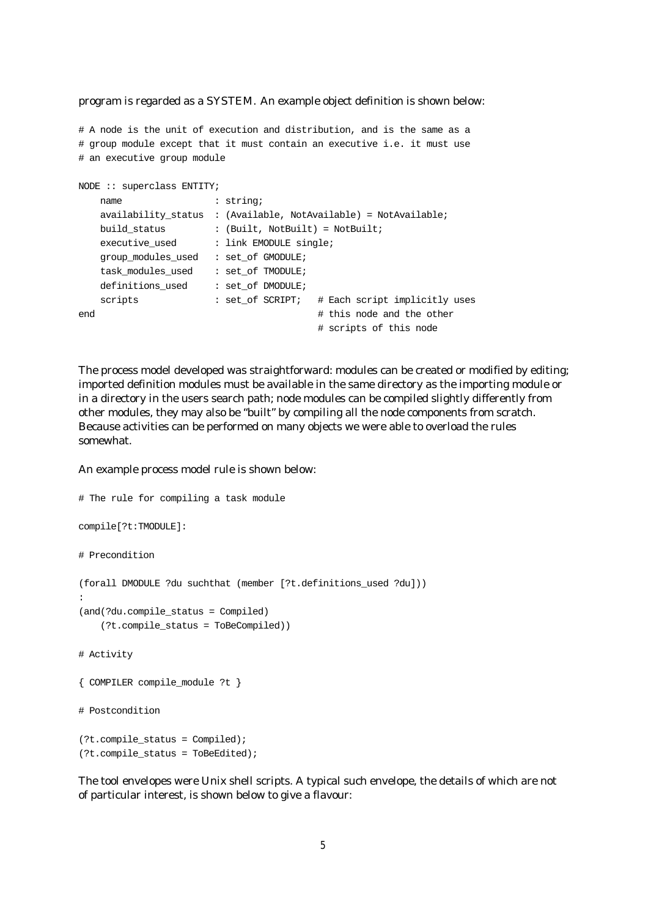program is regarded as a SYSTEM. An example object definition is shown below:

```
# A node is the unit of execution and distribution, and is the same as a
# group module except that it must contain an executive i.e. it must use
# an executive group module

NODE :: superclass ENTITY;
    name                : string;
    availability_status : (Available, NotAvailable) = NotAvailable;
    build_status        : (Built, NotBuilt) = NotBuilt;
    executive_used      : link EMODULE single;
    group_modules_used  : set_of GMODULE;
    task_modules_used   : set_of TMODULE;
    definitions_used    : set_of DMODULE;
    scripts             : set_of SCRIPT;   # Each script implicitly uses
end                                        # this node and the other
                                           # scripts of this node
```

The process model developed was straightforward: modules can be created or modified by editing; imported definition modules must be available in the same directory as the importing module or in a directory in the users search path; node modules can be compiled slightly differently from other modules, they may also be "built" by compiling all the node components from scratch. Because activities can be performed on many objects we were able to overload the rules somewhat.

An example process model rule is shown below:

```
# The rule for compiling a task module

compile[?t:TMODULE]:

# Precondition

(forall DMODULE ?du suchthat (member [?t.definitions_used ?du]))
:
(and(?du.compile_status = Compiled)
    (?t.compile_status = ToBeCompiled))

# Activity

{ COMPILER compile_module ?t }

# Postcondition

(?t.compile_status = Compiled);
(?t.compile_status = ToBeEdited);
```

The tool envelopes were Unix shell scripts. A typical such envelope, the details of which are not of particular interest, is shown below to give a flavour: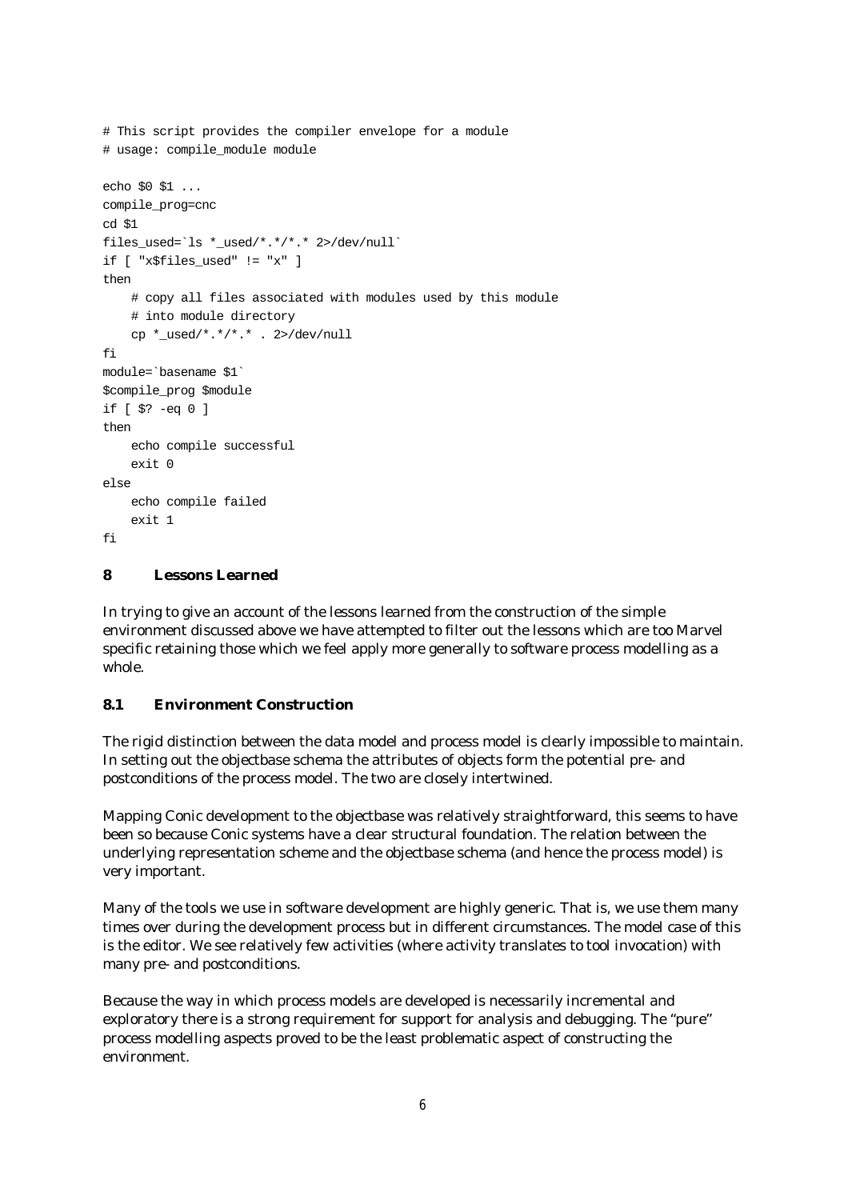```
# This script provides the compiler envelope for a module
# usage: compile_module module

echo $0 $1 ...
compile_prog=cnc
cd $1
files_used=`ls *_used/*.*/*.* 2>/dev/null`
if [ "x$files_used" != "x" ]
then
    # copy all files associated with modules used by this module
    # into module directory
    cp *_used/*.*/*.* . 2>/dev/null
fi
module=`basename $1`
$compile_prog $module
if [ $? -eq 0 ]
then
    echo compile successful
    exit 0
else
    echo compile failed
    exit 1
fi
```

## 8 Lessons Learned

In trying to give an account of the lessons learned from the construction of the simple environment discussed above we have attempted to filter out the lessons which are too Marvel specific retaining those which we feel apply more generally to software process modelling as a whole.

### 8.1 Environment Construction

The rigid distinction between the data model and process model is clearly impossible to maintain. In setting out the objectbase schema the attributes of objects form the potential pre- and postconditions of the process model. The two are closely intertwined.

Mapping Conic development to the objectbase was relatively straightforward, this seems to have been so because Conic systems have a clear structural foundation. The relation between the underlying representation scheme and the objectbase schema (and hence the process model) is very important.

Many of the tools we use in software development are highly generic. That is, we use them many times over during the development process but in different circumstances. The model case of this is the editor. We see relatively few activities (where activity translates to tool invocation) with many pre- and postconditions.

Because the way in which process models are developed is necessarily incremental and exploratory there is a strong requirement for support for analysis and debugging. The "pure" process modelling aspects proved to be the least problematic aspect of constructing the environment.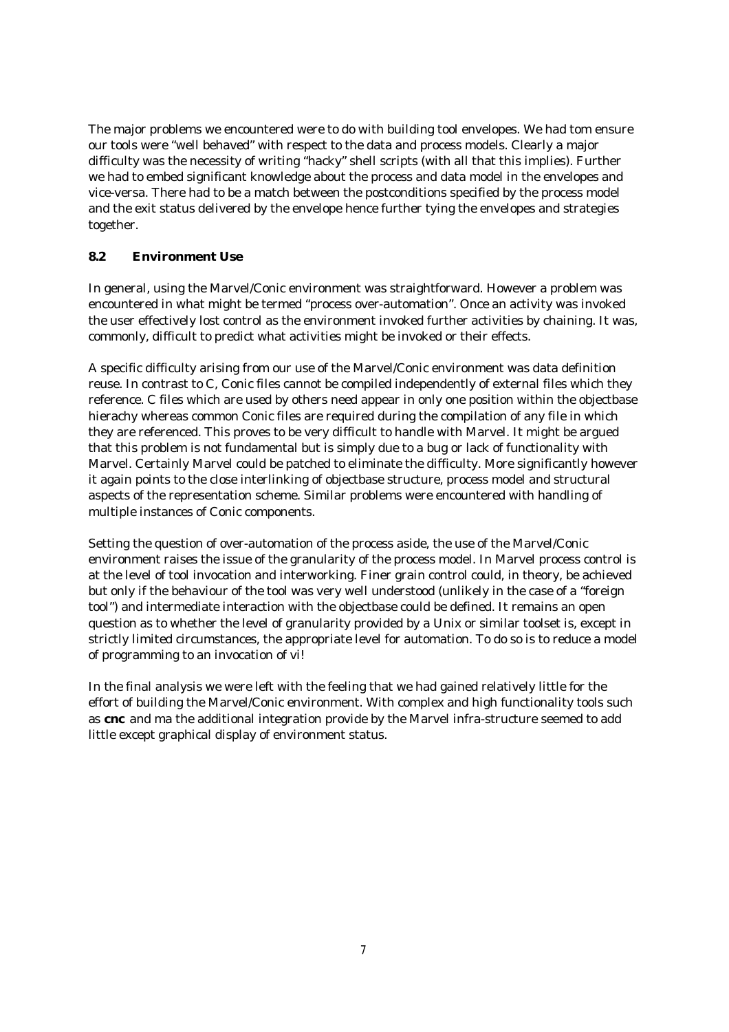The major problems we encountered were to do with building tool envelopes. We had tom ensure our tools were "well behaved" with respect to the data and process models. Clearly a major difficulty was the necessity of writing "hacky" shell scripts (with all that this implies). Further we had to embed significant knowledge about the process and data model in the envelopes and vice-versa. There had to be a match between the postconditions specified by the process model and the exit status delivered by the envelope hence further tying the envelopes and strategies together.

### 8.2 Environment Use

In general, using the Marvel/Conic environment was straightforward. However a problem was encountered in what might be termed "process over-automation". Once an activity was invoked the user effectively lost control as the environment invoked further activities by chaining. It was, commonly, difficult to predict what activities might be invoked or their effects.

A specific difficulty arising from our use of the Marvel/Conic environment was data definition reuse. In contrast to C, Conic files cannot be compiled independently of external files which they reference. C files which are used by others need appear in only one position within the objectbase hierachy whereas common Conic files are required during the compilation of any file in which they are referenced. This proves to be very difficult to handle with Marvel. It might be argued that this problem is not fundamental but is simply due to a bug or lack of functionality with Marvel. Certainly Marvel could be patched to eliminate the difficulty. More significantly however it again points to the close interlinking of objectbase structure, process model and structural aspects of the representation scheme. Similar problems were encountered with handling of multiple instances of Conic components.

Setting the question of over-automation of the process aside, the use of the Marvel/Conic environment raises the issue of the granularity of the process model. In Marvel process control is at the level of tool invocation and interworking. Finer grain control could, in theory, be achieved but only if the behaviour of the tool was very well understood (unlikely in the case of a "foreign tool") and intermediate interaction with the objectbase could be defined. It remains an open question as to whether the level of granularity provided by a Unix or similar toolset is, except in strictly limited circumstances, the appropriate level for automation. To do so is to reduce a model of programming to an invocation of vi!

In the final analysis we were left with the feeling that we had gained relatively little for the effort of building the Marvel/Conic environment. With complex and high functionality tools such as **cnc** and ma the additional integration provide by the Marvel infra-structure seemed to add little except graphical display of environment status.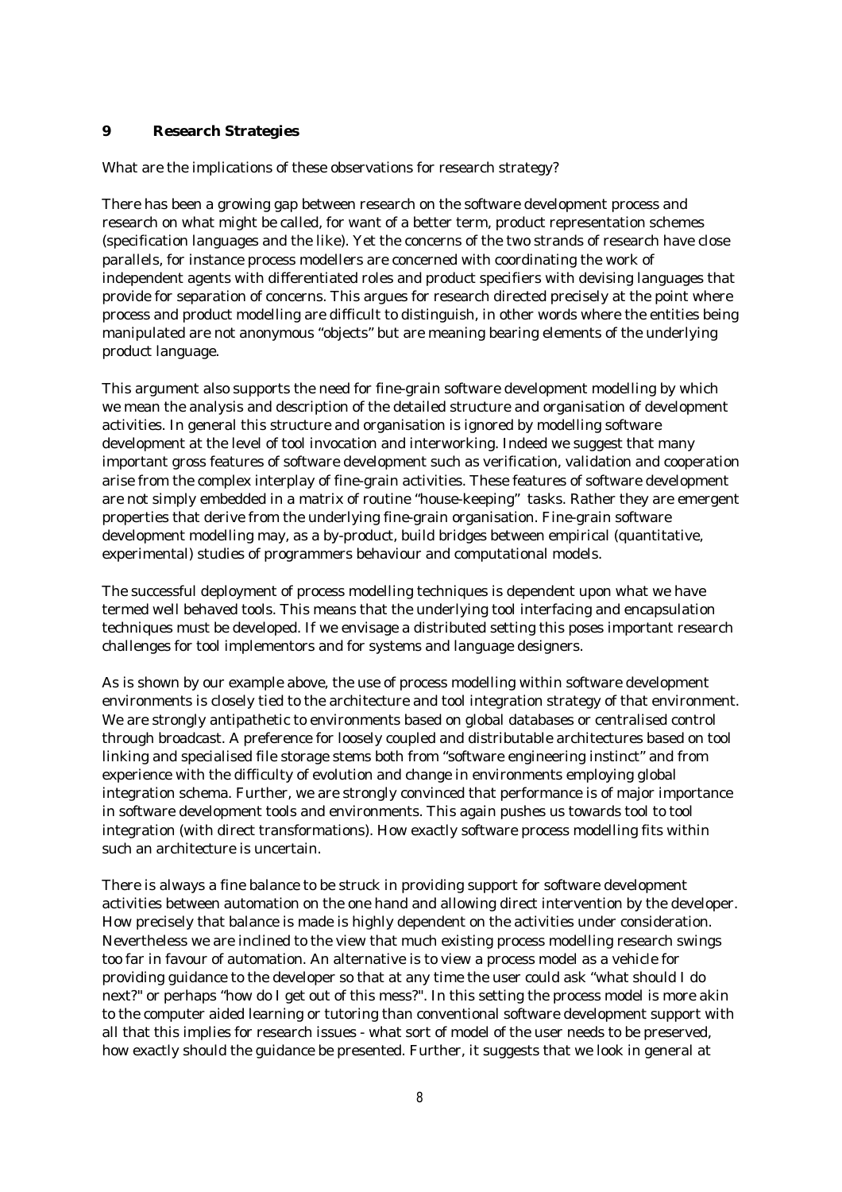## 9 Research Strategies

What are the implications of these observations for research strategy?

There has been a growing gap between research on the software development process and research on what might be called, for want of a better term, product representation schemes (specification languages and the like). Yet the concerns of the two strands of research have close parallels, for instance process modellers are concerned with coordinating the work of independent agents with differentiated roles and product specifiers with devising languages that provide for separation of concerns. This argues for research directed precisely at the point where process and product modelling are difficult to distinguish, in other words where the entities being manipulated are not anonymous "objects" but are meaning bearing elements of the underlying product language.

This argument also supports the need for fine-grain software development modelling by which we mean the analysis and description of the detailed structure and organisation of development activities. In general this structure and organisation is ignored by modelling software development at the level of tool invocation and interworking. Indeed we suggest that many important gross features of software development such as verification, validation and cooperation arise from the complex interplay of fine-grain activities. These features of software development are not simply embedded in a matrix of routine "house-keeping" tasks. Rather they are emergent properties that derive from the underlying fine-grain organisation. Fine-grain software development modelling may, as a by-product, build bridges between empirical (quantitative, experimental) studies of programmers behaviour and computational models.

The successful deployment of process modelling techniques is dependent upon what we have termed well behaved tools. This means that the underlying tool interfacing and encapsulation techniques must be developed. If we envisage a distributed setting this poses important research challenges for tool implementors and for systems and language designers.

As is shown by our example above, the use of process modelling within software development environments is closely tied to the architecture and tool integration strategy of that environment. We are strongly antipathetic to environments based on global databases or centralised control through broadcast. A preference for loosely coupled and distributable architectures based on tool linking and specialised file storage stems both from "software engineering instinct" and from experience with the difficulty of evolution and change in environments employing global integration schema. Further, we are strongly convinced that performance is of major importance in software development tools and environments. This again pushes us towards tool to tool integration (with direct transformations). How exactly software process modelling fits within such an architecture is uncertain.

There is always a fine balance to be struck in providing support for software development activities between automation on the one hand and allowing direct intervention by the developer. How precisely that balance is made is highly dependent on the activities under consideration. Nevertheless we are inclined to the view that much existing process modelling research swings too far in favour of automation. An alternative is to view a process model as a vehicle for providing guidance to the developer so that at any time the user could ask "what should I do next?" or perhaps "how do I get out of this mess?". In this setting the process model is more akin to the computer aided learning or tutoring than conventional software development support with all that this implies for research issues - what sort of model of the user needs to be preserved, how exactly should the guidance be presented. Further, it suggests that we look in general at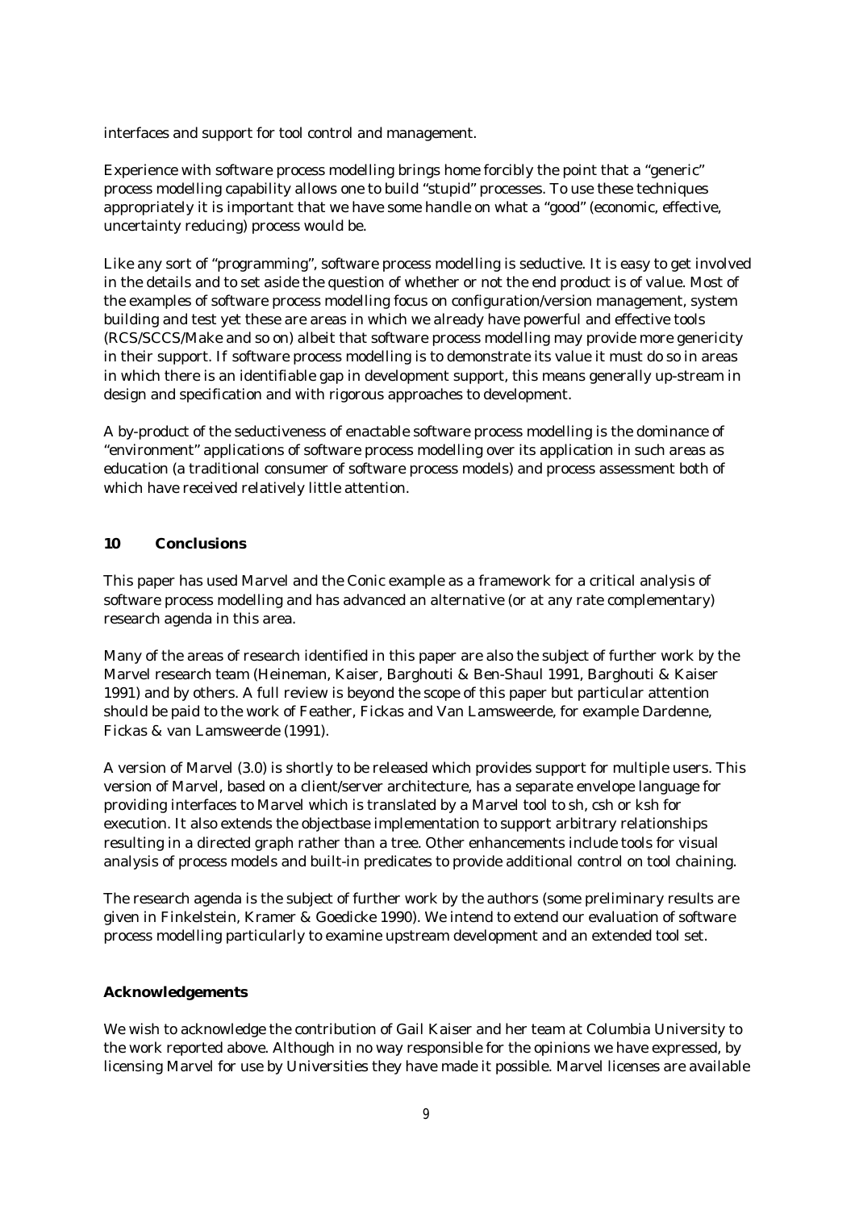interfaces and support for tool control and management.

Experience with software process modelling brings home forcibly the point that a "generic" process modelling capability allows one to build "stupid" processes. To use these techniques appropriately it is important that we have some handle on what a "good" (economic, effective, uncertainty reducing) process would be.

Like any sort of "programming", software process modelling is seductive. It is easy to get involved in the details and to set aside the question of whether or not the end product is of value. Most of the examples of software process modelling focus on configuration/version management, system building and test yet these are areas in which we already have powerful and effective tools (RCS/SCCS/Make and so on) albeit that software process modelling may provide more genericity in their support. If software process modelling is to demonstrate its value it must do so in areas in which there is an identifiable gap in development support, this means generally up-stream in design and specification and with rigorous approaches to development.

A by-product of the seductiveness of enactable software process modelling is the dominance of "environment" applications of software process modelling over its application in such areas as education (a traditional consumer of software process models) and process assessment both of which have received relatively little attention.

## 10 Conclusions

This paper has used Marvel and the Conic example as a framework for a critical analysis of software process modelling and has advanced an alternative (or at any rate complementary) research agenda in this area.

Many of the areas of research identified in this paper are also the subject of further work by the Marvel research team (Heineman, Kaiser, Barghouti & Ben-Shaul 1991, Barghouti & Kaiser 1991) and by others. A full review is beyond the scope of this paper but particular attention should be paid to the work of Feather, Fickas and Van Lamsweerde, for example Dardenne, Fickas & van Lamsweerde (1991).

A version of Marvel (3.0) is shortly to be released which provides support for multiple users. This version of Marvel, based on a client/server architecture, has a separate envelope language for providing interfaces to Marvel which is translated by a Marvel tool to sh, csh or ksh for execution. It also extends the objectbase implementation to support arbitrary relationships resulting in a directed graph rather than a tree. Other enhancements include tools for visual analysis of process models and built-in predicates to provide additional control on tool chaining.

The research agenda is the subject of further work by the authors (some preliminary results are given in Finkelstein, Kramer & Goedicke 1990). We intend to extend our evaluation of software process modelling particularly to examine upstream development and an extended tool set.

## Acknowledgements

We wish to acknowledge the contribution of Gail Kaiser and her team at Columbia University to the work reported above. Although in no way responsible for the opinions we have expressed, by licensing Marvel for use by Universities they have made it possible. Marvel licenses are available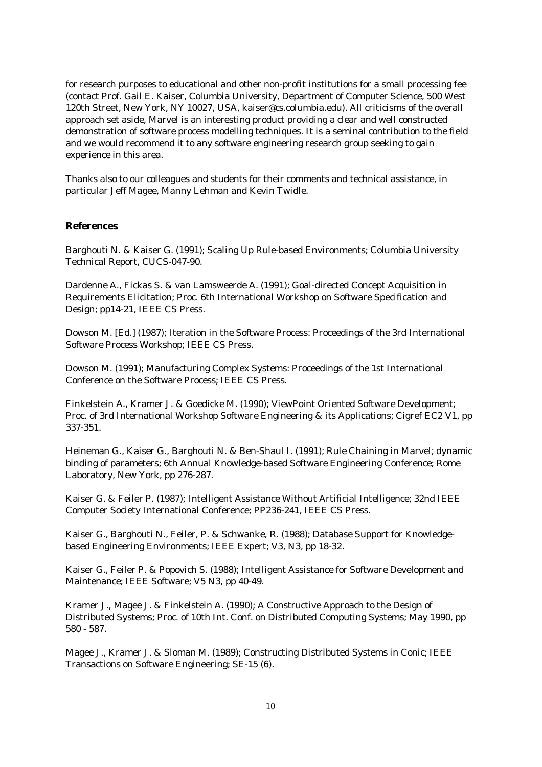for research purposes to educational and other non-profit institutions for a small processing fee (contact Prof. Gail E. Kaiser, Columbia University, Department of Computer Science, 500 West 120th Street, New York, NY 10027, USA, kaiser@cs.columbia.edu). All criticisms of the overall approach set aside, Marvel is an interesting product providing a clear and well constructed demonstration of software process modelling techniques. It is a seminal contribution to the field and we would recommend it to any software engineering research group seeking to gain experience in this area.

Thanks also to our colleagues and students for their comments and technical assistance, in particular Jeff Magee, Manny Lehman and Kevin Twidle.

**References**

Barghouti N. & Kaiser G. (1991); Scaling Up Rule-based Environments; Columbia University Technical Report, CUCS-047-90.

Dardenne A., Fickas S. & van Lamsweerde A. (1991); Goal-directed Concept Acquisition in Requirements Elicitation; Proc. 6th International Workshop on Software Specification and Design; pp14-21, IEEE CS Press.

Dowson M. [Ed.] (1987); Iteration in the Software Process: Proceedings of the 3rd International Software Process Workshop; IEEE CS Press.

Dowson M. (1991); Manufacturing Complex Systems: Proceedings of the 1st International Conference on the Software Process; IEEE CS Press.

Finkelstein A., Kramer J. & Goedicke M. (1990); ViewPoint Oriented Software Development; Proc. of 3rd International Workshop Software Engineering & its Applications; Cigref EC2 V1, pp 337-351.

Heineman G., Kaiser G., Barghouti N. & Ben-Shaul I. (1991); Rule Chaining in Marvel; dynamic binding of parameters; 6th Annual Knowledge-based Software Engineering Conference; Rome Laboratory, New York, pp 276-287.

Kaiser G. & Feiler P. (1987); Intelligent Assistance Without Artificial Intelligence; 32nd IEEE Computer Society International Conference; PP236-241, IEEE CS Press.

Kaiser G., Barghouti N., Feiler, P. & Schwanke, R. (1988); Database Support for Knowledge-based Engineering Environments; IEEE Expert; V3, N3, pp 18-32.

Kaiser G., Feiler P. & Popovich S. (1988); Intelligent Assistance for Software Development and Maintenance; IEEE Software; V5 N3, pp 40-49.

Kramer J., Magee J. & Finkelstein A. (1990); A Constructive Approach to the Design of Distributed Systems; Proc. of 10th Int. Conf. on Distributed Computing Systems; May 1990, pp 580 - 587.

Magee J., Kramer J. & Sloman M. (1989); Constructing Distributed Systems in Conic; IEEE Transactions on Software Engineering; SE-15 (6).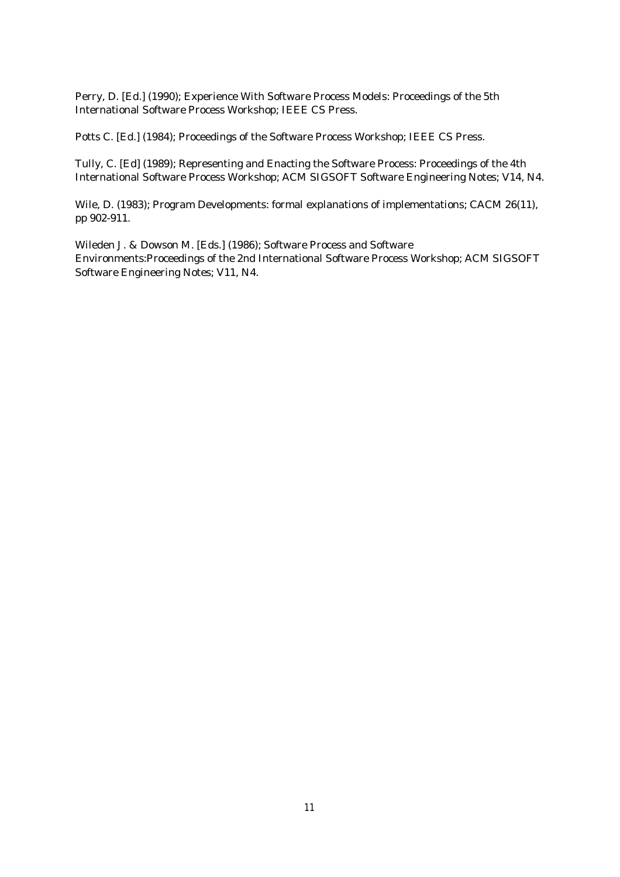Perry, D. [Ed.] (1990); Experience With Software Process Models: Proceedings of the 5th International Software Process Workshop; IEEE CS Press.

Potts C. [Ed.] (1984); Proceedings of the Software Process Workshop; IEEE CS Press.

Tully, C. [Ed] (1989); Representing and Enacting the Software Process: Proceedings of the 4th International Software Process Workshop; ACM SIGSOFT Software Engineering Notes; V14, N4.

Wile, D. (1983); Program Developments: formal explanations of implementations; CACM 26(11), pp 902-911.

Wileden J. & Dowson M. [Eds.] (1986); Software Process and Software Environments:Proceedings of the 2nd International Software Process Workshop; ACM SIGSOFT Software Engineering Notes; V11, N4.